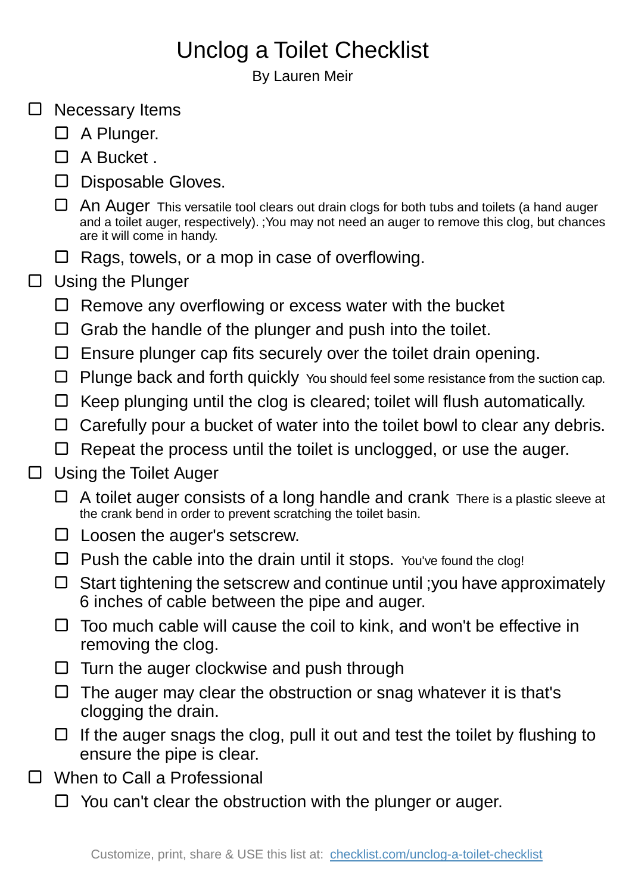# Unclog a Toilet Checklist

By Lauren Meir

- [ ] Necessary Items
  - [ ] A Plunger.
  - [ ] A Bucket .
  - [ ] Disposable Gloves.
  - [ ] An Auger This versatile tool clears out drain clogs for both tubs and toilets (a hand auger and a toilet auger, respectively). ;You may not need an auger to remove this clog, but chances are it will come in handy.
  - [ ] Rags, towels, or a mop in case of overflowing.
- [ ] Using the Plunger
  - [ ] Remove any overflowing or excess water with the bucket
  - [ ] Grab the handle of the plunger and push into the toilet.
  - [ ] Ensure plunger cap fits securely over the toilet drain opening.
  - [ ] Plunge back and forth quickly You should feel some resistance from the suction cap.
  - [ ] Keep plunging until the clog is cleared; toilet will flush automatically.
  - [ ] Carefully pour a bucket of water into the toilet bowl to clear any debris.
  - [ ] Repeat the process until the toilet is unclogged, or use the auger.
- [ ] Using the Toilet Auger
  - [ ] A toilet auger consists of a long handle and crank There is a plastic sleeve at the crank bend in order to prevent scratching the toilet basin.
  - [ ] Loosen the auger's setscrew.
  - [ ] Push the cable into the drain until it stops. You've found the clog!
  - [ ] Start tightening the setscrew and continue until ;you have approximately 6 inches of cable between the pipe and auger.
  - [ ] Too much cable will cause the coil to kink, and won't be effective in removing the clog.
  - [ ] Turn the auger clockwise and push through
  - [ ] The auger may clear the obstruction or snag whatever it is that's clogging the drain.
  - [ ] If the auger snags the clog, pull it out and test the toilet by flushing to ensure the pipe is clear.
- [ ] When to Call a Professional
  - [ ] You can't clear the obstruction with the plunger or auger.

Customize, print, share & USE this list at: [checklist.com/unclog-a-toilet-checklist](checklist.com/unclog-a-toilet-checklist)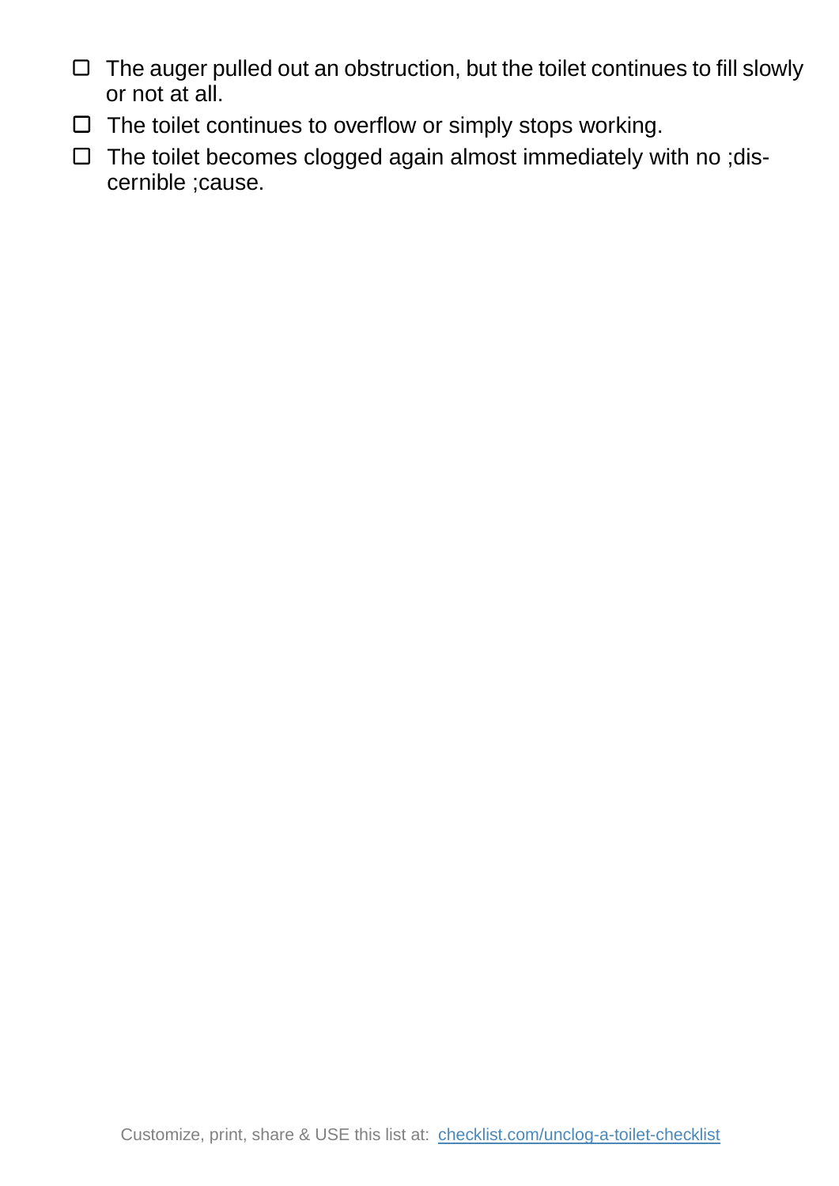- [ ] The auger pulled out an obstruction, but the toilet continues to fill slowly or not at all.
- [ ] The toilet continues to overflow or simply stops working.
- [ ] The toilet becomes clogged again almost immediately with no ;discernible ;cause.

Customize, print, share & USE this list at: checklist.com/unclog-a-toilet-checklist